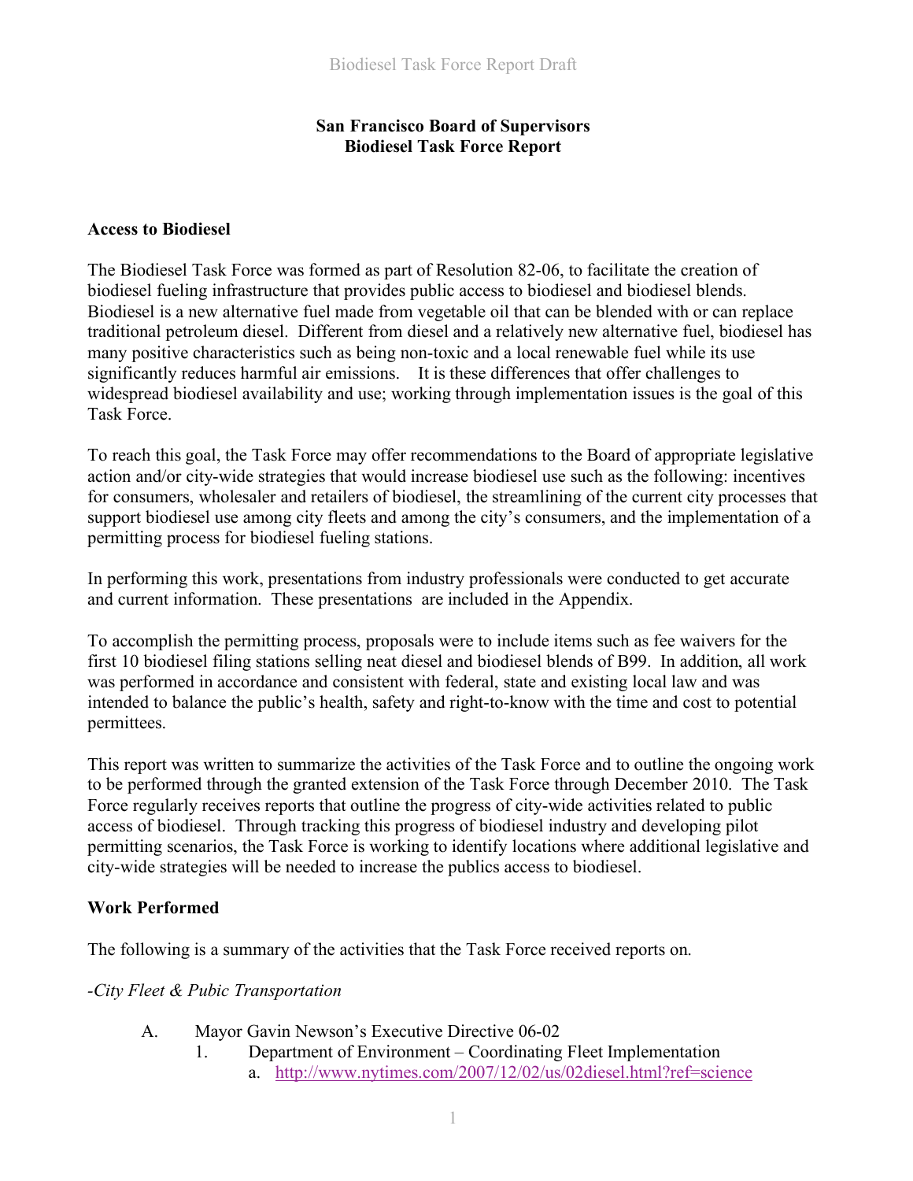**San Francisco Board of Supervisors**
**Biodiesel Task Force Report**

## Access to Biodiesel

The Biodiesel Task Force was formed as part of Resolution 82-06, to facilitate the creation of biodiesel fueling infrastructure that provides public access to biodiesel and biodiesel blends. Biodiesel is a new alternative fuel made from vegetable oil that can be blended with or can replace traditional petroleum diesel. Different from diesel and a relatively new alternative fuel, biodiesel has many positive characteristics such as being non-toxic and a local renewable fuel while its use significantly reduces harmful air emissions. It is these differences that offer challenges to widespread biodiesel availability and use; working through implementation issues is the goal of this Task Force.

To reach this goal, the Task Force may offer recommendations to the Board of appropriate legislative action and/or city-wide strategies that would increase biodiesel use such as the following: incentives for consumers, wholesaler and retailers of biodiesel, the streamlining of the current city processes that support biodiesel use among city fleets and among the city's consumers, and the implementation of a permitting process for biodiesel fueling stations.

In performing this work, presentations from industry professionals were conducted to get accurate and current information. These presentations are included in the Appendix.

To accomplish the permitting process, proposals were to include items such as fee waivers for the first 10 biodiesel filing stations selling neat diesel and biodiesel blends of B99. In addition, all work was performed in accordance and consistent with federal, state and existing local law and was intended to balance the public's health, safety and right-to-know with the time and cost to potential permittees.

This report was written to summarize the activities of the Task Force and to outline the ongoing work to be performed through the granted extension of the Task Force through December 2010. The Task Force regularly receives reports that outline the progress of city-wide activities related to public access of biodiesel. Through tracking this progress of biodiesel industry and developing pilot permitting scenarios, the Task Force is working to identify locations where additional legislative and city-wide strategies will be needed to increase the publics access to biodiesel.

## Work Performed

The following is a summary of the activities that the Task Force received reports on.

*-City Fleet & Pubic Transportation*

- A. Mayor Gavin Newson's Executive Directive 06-02
  - 1. Department of Environment – Coordinating Fleet Implementation
    - a. http://www.nytimes.com/2007/12/02/us/02diesel.html?ref=science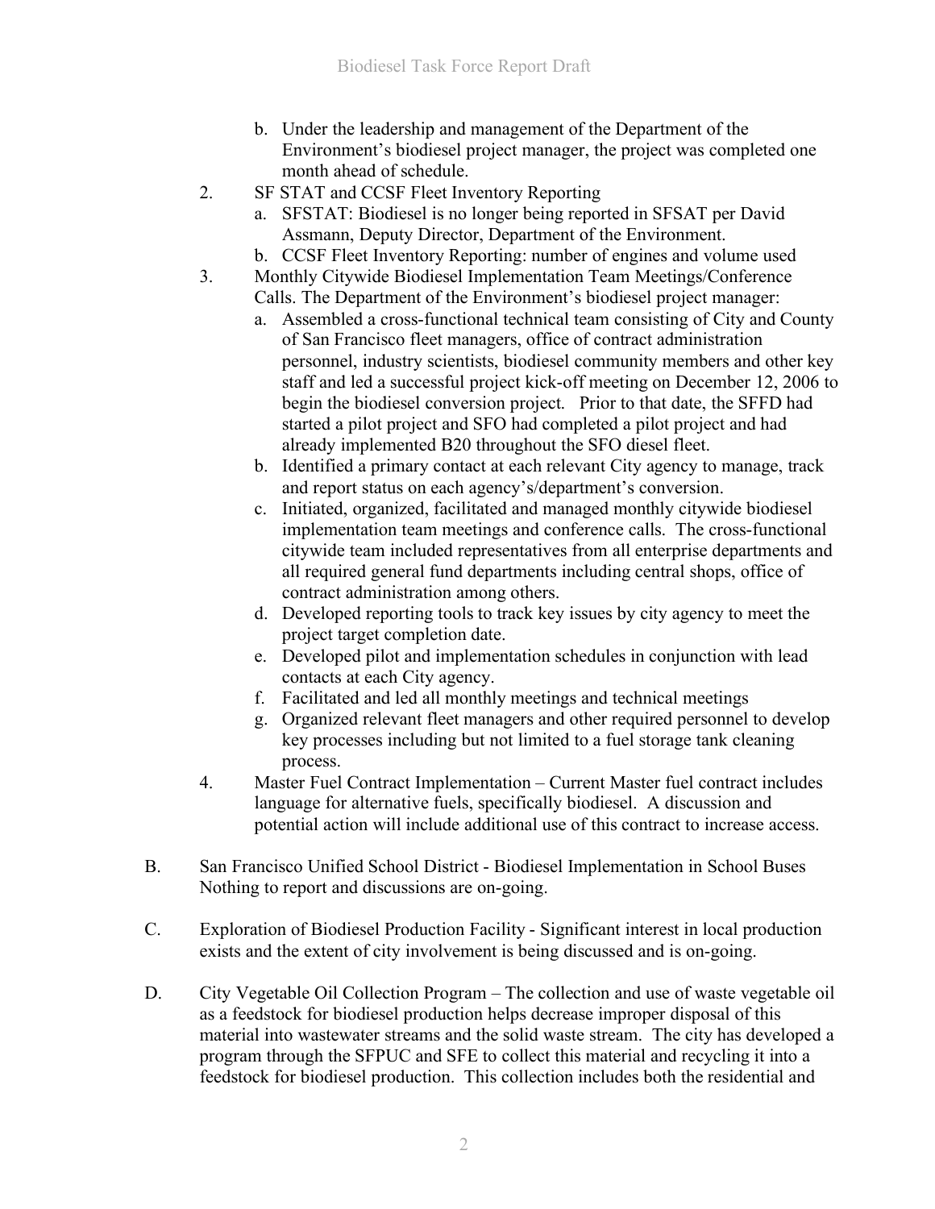b. Under the leadership and management of the Department of the Environment's biodiesel project manager, the project was completed one month ahead of schedule.

2. SF STAT and CCSF Fleet Inventory Reporting
   a. SFSTAT: Biodiesel is no longer being reported in SFSAT per David Assmann, Deputy Director, Department of the Environment.
   b. CCSF Fleet Inventory Reporting: number of engines and volume used
3. Monthly Citywide Biodiesel Implementation Team Meetings/Conference Calls. The Department of the Environment's biodiesel project manager:
   a. Assembled a cross-functional technical team consisting of City and County of San Francisco fleet managers, office of contract administration personnel, industry scientists, biodiesel community members and other key staff and led a successful project kick-off meeting on December 12, 2006 to begin the biodiesel conversion project. Prior to that date, the SFFD had started a pilot project and SFO had completed a pilot project and had already implemented B20 throughout the SFO diesel fleet.
   b. Identified a primary contact at each relevant City agency to manage, track and report status on each agency's/department's conversion.
   c. Initiated, organized, facilitated and managed monthly citywide biodiesel implementation team meetings and conference calls. The cross-functional citywide team included representatives from all enterprise departments and all required general fund departments including central shops, office of contract administration among others.
   d. Developed reporting tools to track key issues by city agency to meet the project target completion date.
   e. Developed pilot and implementation schedules in conjunction with lead contacts at each City agency.
   f. Facilitated and led all monthly meetings and technical meetings
   g. Organized relevant fleet managers and other required personnel to develop key processes including but not limited to a fuel storage tank cleaning process.
4. Master Fuel Contract Implementation – Current Master fuel contract includes language for alternative fuels, specifically biodiesel. A discussion and potential action will include additional use of this contract to increase access.

B. San Francisco Unified School District - Biodiesel Implementation in School Buses Nothing to report and discussions are on-going.

C. Exploration of Biodiesel Production Facility - Significant interest in local production exists and the extent of city involvement is being discussed and is on-going.

D. City Vegetable Oil Collection Program – The collection and use of waste vegetable oil as a feedstock for biodiesel production helps decrease improper disposal of this material into wastewater streams and the solid waste stream. The city has developed a program through the SFPUC and SFE to collect this material and recycling it into a feedstock for biodiesel production. This collection includes both the residential and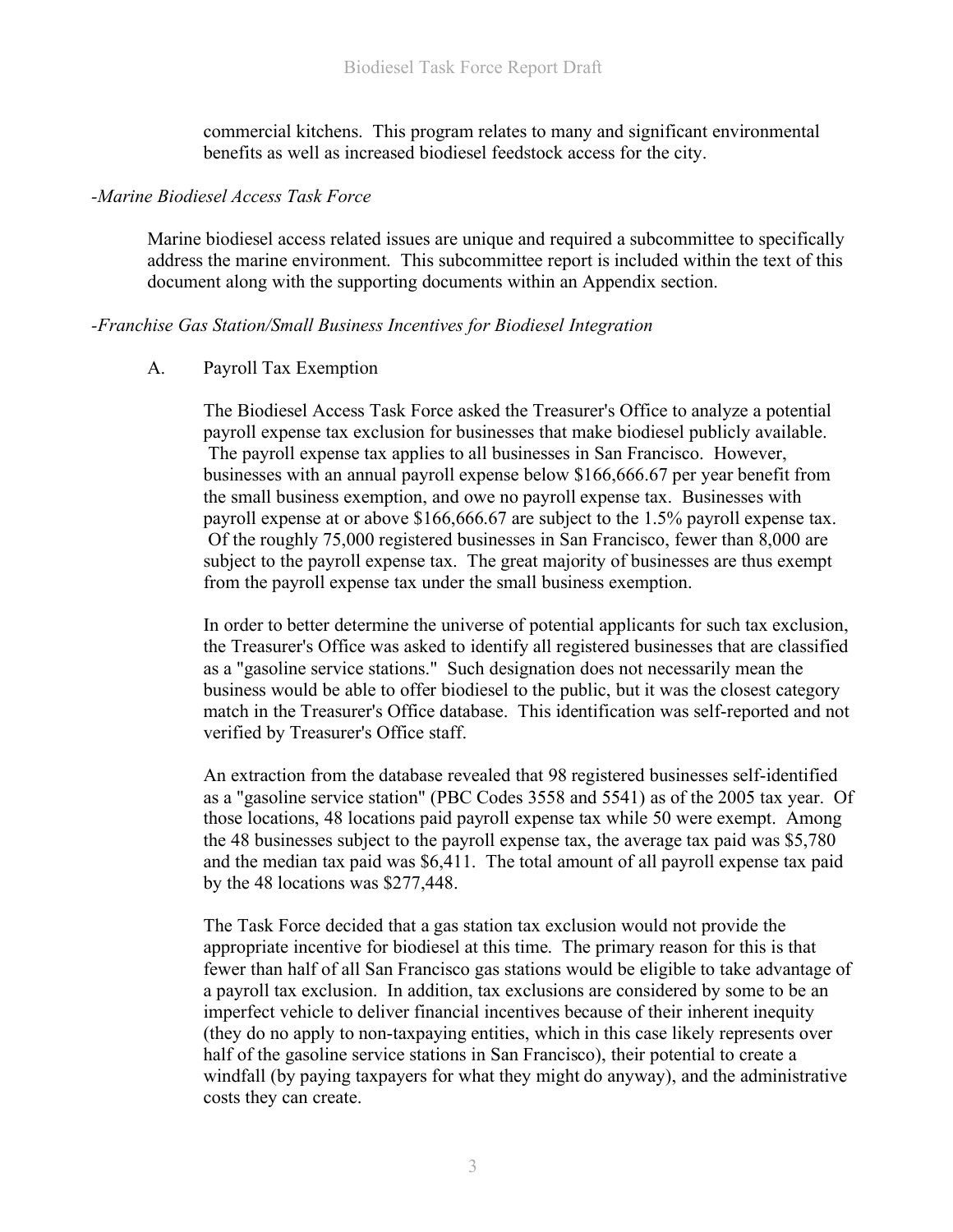commercial kitchens. This program relates to many and significant environmental benefits as well as increased biodiesel feedstock access for the city.

*-Marine Biodiesel Access Task Force*

Marine biodiesel access related issues are unique and required a subcommittee to specifically address the marine environment. This subcommittee report is included within the text of this document along with the supporting documents within an Appendix section.

*-Franchise Gas Station/Small Business Incentives for Biodiesel Integration*

A. Payroll Tax Exemption

The Biodiesel Access Task Force asked the Treasurer's Office to analyze a potential payroll expense tax exclusion for businesses that make biodiesel publicly available. The payroll expense tax applies to all businesses in San Francisco. However, businesses with an annual payroll expense below $166,666.67 per year benefit from the small business exemption, and owe no payroll expense tax. Businesses with payroll expense at or above $166,666.67 are subject to the 1.5% payroll expense tax. Of the roughly 75,000 registered businesses in San Francisco, fewer than 8,000 are subject to the payroll expense tax. The great majority of businesses are thus exempt from the payroll expense tax under the small business exemption.

In order to better determine the universe of potential applicants for such tax exclusion, the Treasurer's Office was asked to identify all registered businesses that are classified as a "gasoline service stations." Such designation does not necessarily mean the business would be able to offer biodiesel to the public, but it was the closest category match in the Treasurer's Office database. This identification was self-reported and not verified by Treasurer's Office staff.

An extraction from the database revealed that 98 registered businesses self-identified as a "gasoline service station" (PBC Codes 3558 and 5541) as of the 2005 tax year. Of those locations, 48 locations paid payroll expense tax while 50 were exempt. Among the 48 businesses subject to the payroll expense tax, the average tax paid was $5,780 and the median tax paid was $6,411. The total amount of all payroll expense tax paid by the 48 locations was $277,448.

The Task Force decided that a gas station tax exclusion would not provide the appropriate incentive for biodiesel at this time. The primary reason for this is that fewer than half of all San Francisco gas stations would be eligible to take advantage of a payroll tax exclusion. In addition, tax exclusions are considered by some to be an imperfect vehicle to deliver financial incentives because of their inherent inequity (they do no apply to non-taxpaying entities, which in this case likely represents over half of the gasoline service stations in San Francisco), their potential to create a windfall (by paying taxpayers for what they might do anyway), and the administrative costs they can create.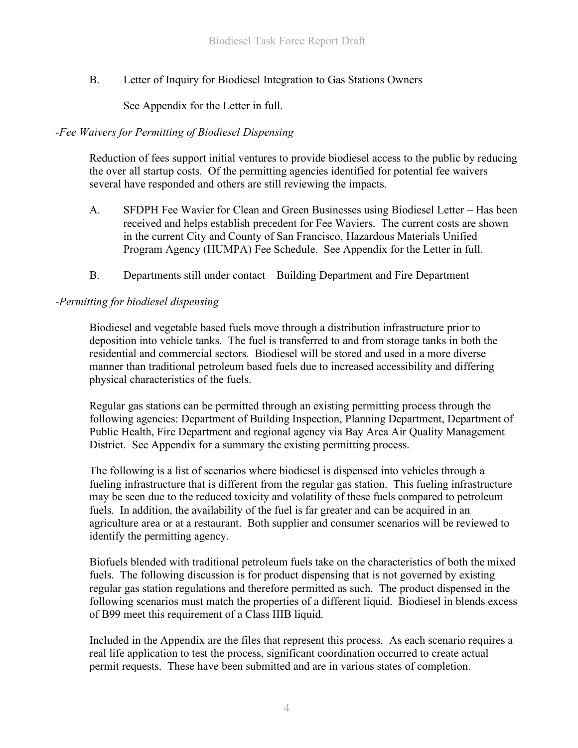B. Letter of Inquiry for Biodiesel Integration to Gas Stations Owners

See Appendix for the Letter in full.

*-Fee Waivers for Permitting of Biodiesel Dispensing*

Reduction of fees support initial ventures to provide biodiesel access to the public by reducing the over all startup costs. Of the permitting agencies identified for potential fee waivers several have responded and others are still reviewing the impacts.

A. SFDPH Fee Wavier for Clean and Green Businesses using Biodiesel Letter – Has been received and helps establish precedent for Fee Waviers. The current costs are shown in the current City and County of San Francisco, Hazardous Materials Unified Program Agency (HUMPA) Fee Schedule. See Appendix for the Letter in full.

B. Departments still under contact – Building Department and Fire Department

*-Permitting for biodiesel dispensing*

Biodiesel and vegetable based fuels move through a distribution infrastructure prior to deposition into vehicle tanks. The fuel is transferred to and from storage tanks in both the residential and commercial sectors. Biodiesel will be stored and used in a more diverse manner than traditional petroleum based fuels due to increased accessibility and differing physical characteristics of the fuels.

Regular gas stations can be permitted through an existing permitting process through the following agencies: Department of Building Inspection, Planning Department, Department of Public Health, Fire Department and regional agency via Bay Area Air Quality Management District. See Appendix for a summary the existing permitting process.

The following is a list of scenarios where biodiesel is dispensed into vehicles through a fueling infrastructure that is different from the regular gas station. This fueling infrastructure may be seen due to the reduced toxicity and volatility of these fuels compared to petroleum fuels. In addition, the availability of the fuel is far greater and can be acquired in an agriculture area or at a restaurant. Both supplier and consumer scenarios will be reviewed to identify the permitting agency.

Biofuels blended with traditional petroleum fuels take on the characteristics of both the mixed fuels. The following discussion is for product dispensing that is not governed by existing regular gas station regulations and therefore permitted as such. The product dispensed in the following scenarios must match the properties of a different liquid. Biodiesel in blends excess of B99 meet this requirement of a Class IIIB liquid.

Included in the Appendix are the files that represent this process. As each scenario requires a real life application to test the process, significant coordination occurred to create actual permit requests. These have been submitted and are in various states of completion.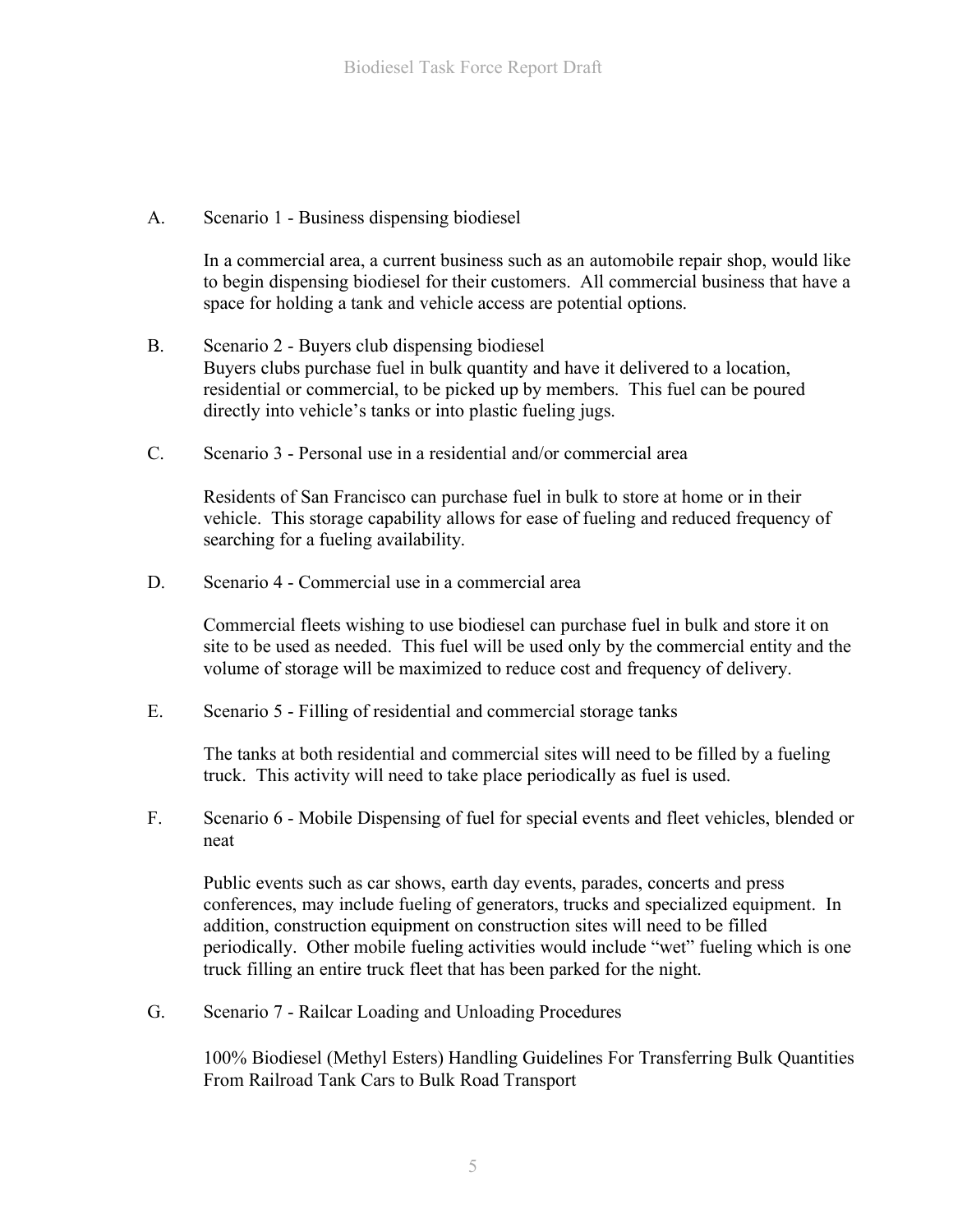A. Scenario 1 - Business dispensing biodiesel

In a commercial area, a current business such as an automobile repair shop, would like to begin dispensing biodiesel for their customers. All commercial business that have a space for holding a tank and vehicle access are potential options.

B. Scenario 2 - Buyers club dispensing biodiesel

Buyers clubs purchase fuel in bulk quantity and have it delivered to a location, residential or commercial, to be picked up by members. This fuel can be poured directly into vehicle's tanks or into plastic fueling jugs.

C. Scenario 3 - Personal use in a residential and/or commercial area

Residents of San Francisco can purchase fuel in bulk to store at home or in their vehicle. This storage capability allows for ease of fueling and reduced frequency of searching for a fueling availability.

D. Scenario 4 - Commercial use in a commercial area

Commercial fleets wishing to use biodiesel can purchase fuel in bulk and store it on site to be used as needed. This fuel will be used only by the commercial entity and the volume of storage will be maximized to reduce cost and frequency of delivery.

E. Scenario 5 - Filling of residential and commercial storage tanks

The tanks at both residential and commercial sites will need to be filled by a fueling truck. This activity will need to take place periodically as fuel is used.

F. Scenario 6 - Mobile Dispensing of fuel for special events and fleet vehicles, blended or neat

Public events such as car shows, earth day events, parades, concerts and press conferences, may include fueling of generators, trucks and specialized equipment. In addition, construction equipment on construction sites will need to be filled periodically. Other mobile fueling activities would include "wet" fueling which is one truck filling an entire truck fleet that has been parked for the night.

G. Scenario 7 - Railcar Loading and Unloading Procedures

100% Biodiesel (Methyl Esters) Handling Guidelines For Transferring Bulk Quantities From Railroad Tank Cars to Bulk Road Transport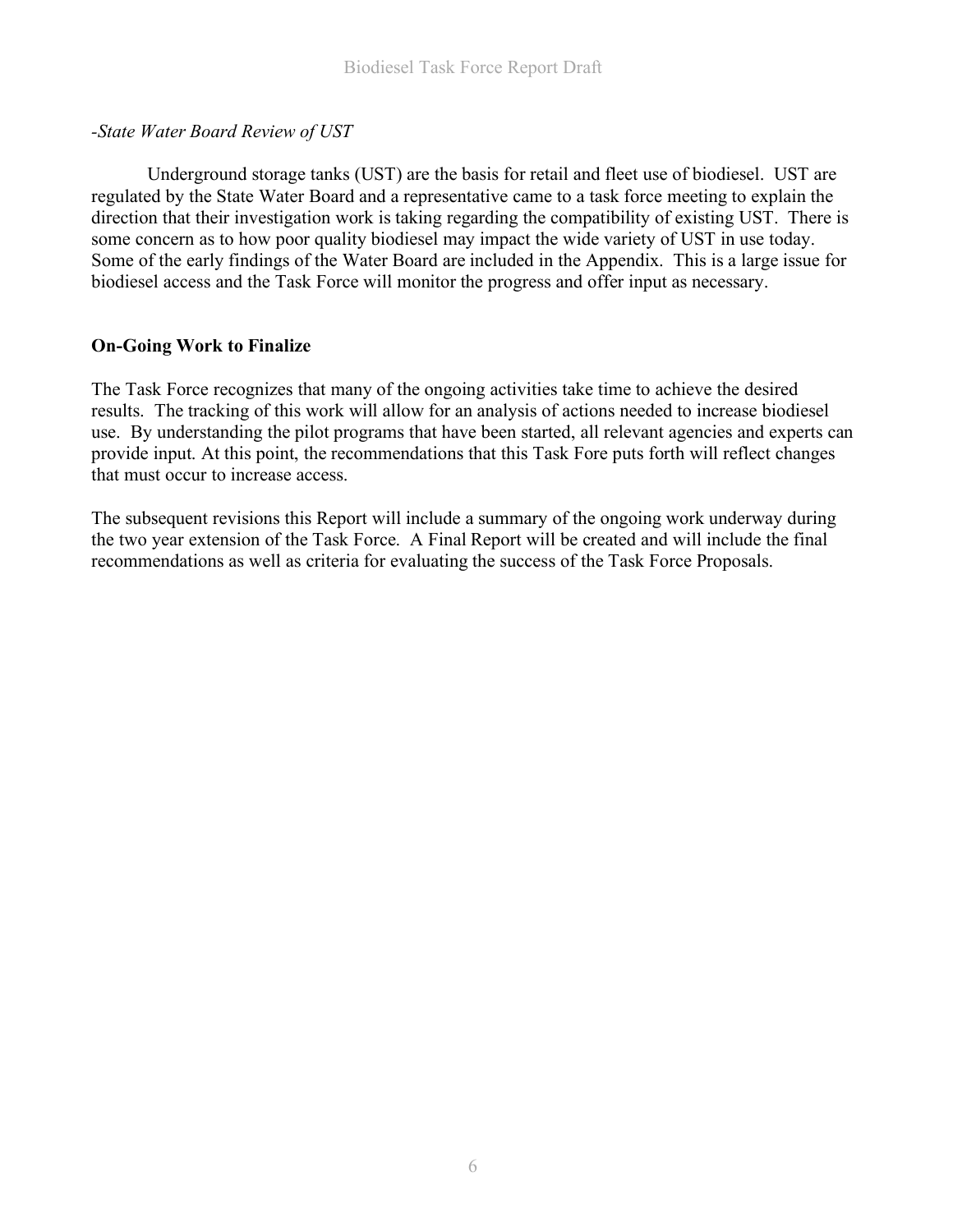*-State Water Board Review of UST*

Underground storage tanks (UST) are the basis for retail and fleet use of biodiesel. UST are regulated by the State Water Board and a representative came to a task force meeting to explain the direction that their investigation work is taking regarding the compatibility of existing UST. There is some concern as to how poor quality biodiesel may impact the wide variety of UST in use today. Some of the early findings of the Water Board are included in the Appendix. This is a large issue for biodiesel access and the Task Force will monitor the progress and offer input as necessary.

**On-Going Work to Finalize**

The Task Force recognizes that many of the ongoing activities take time to achieve the desired results. The tracking of this work will allow for an analysis of actions needed to increase biodiesel use. By understanding the pilot programs that have been started, all relevant agencies and experts can provide input. At this point, the recommendations that this Task Fore puts forth will reflect changes that must occur to increase access.

The subsequent revisions this Report will include a summary of the ongoing work underway during the two year extension of the Task Force. A Final Report will be created and will include the final recommendations as well as criteria for evaluating the success of the Task Force Proposals.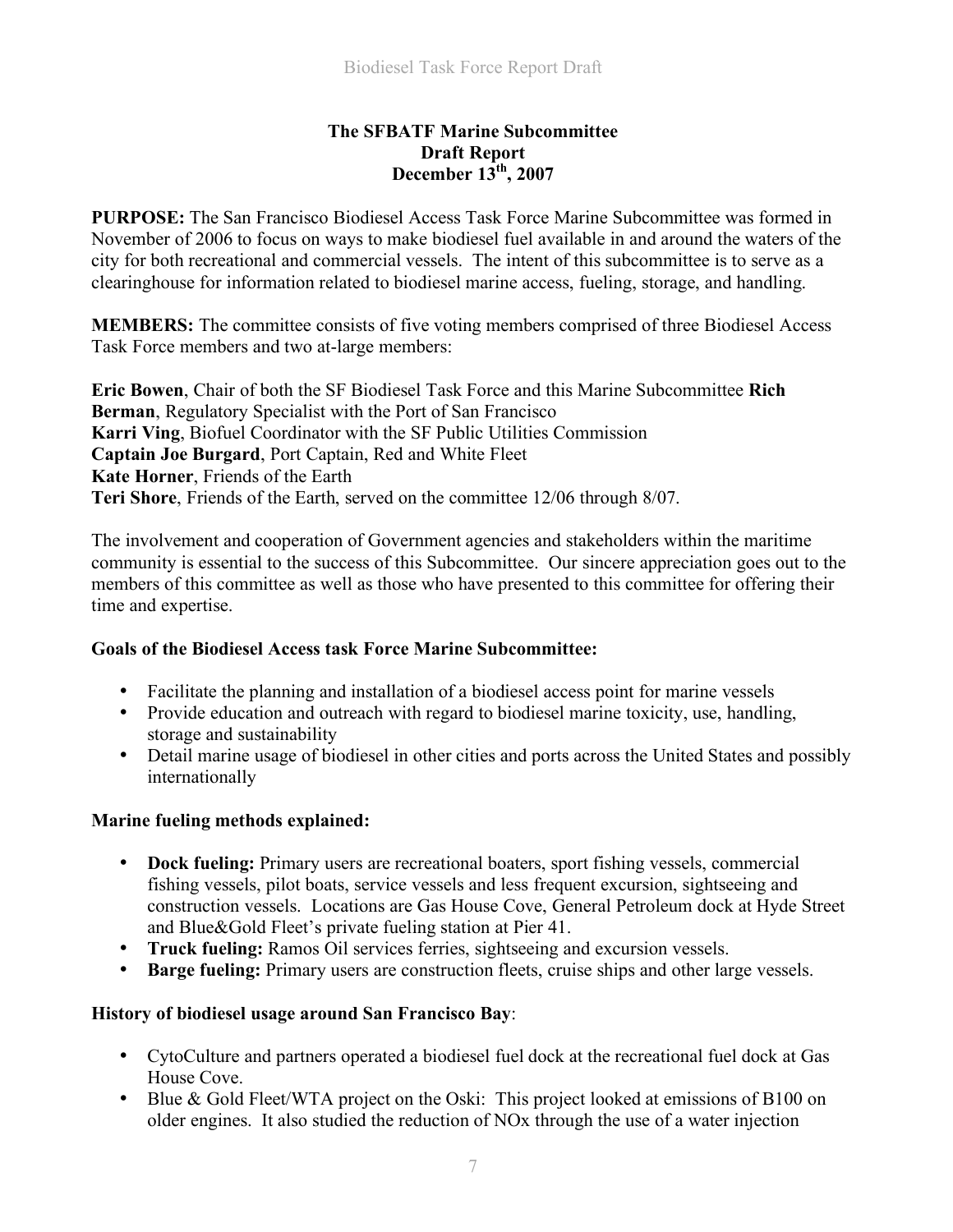**The SFBATF Marine Subcommittee**
**Draft Report**
**December 13th, 2007**

**PURPOSE:** The San Francisco Biodiesel Access Task Force Marine Subcommittee was formed in November of 2006 to focus on ways to make biodiesel fuel available in and around the waters of the city for both recreational and commercial vessels. The intent of this subcommittee is to serve as a clearinghouse for information related to biodiesel marine access, fueling, storage, and handling.

**MEMBERS:** The committee consists of five voting members comprised of three Biodiesel Access Task Force members and two at-large members:

**Eric Bowen**, Chair of both the SF Biodiesel Task Force and this Marine Subcommittee
**Rich Berman**, Regulatory Specialist with the Port of San Francisco
**Karri Ving**, Biofuel Coordinator with the SF Public Utilities Commission
**Captain Joe Burgard**, Port Captain, Red and White Fleet
**Kate Horner**, Friends of the Earth
**Teri Shore**, Friends of the Earth, served on the committee 12/06 through 8/07.

The involvement and cooperation of Government agencies and stakeholders within the maritime community is essential to the success of this Subcommittee. Our sincere appreciation goes out to the members of this committee as well as those who have presented to this committee for offering their time and expertise.

**Goals of the Biodiesel Access task Force Marine Subcommittee:**

- Facilitate the planning and installation of a biodiesel access point for marine vessels
- Provide education and outreach with regard to biodiesel marine toxicity, use, handling, storage and sustainability
- Detail marine usage of biodiesel in other cities and ports across the United States and possibly internationally

**Marine fueling methods explained:**

- **Dock fueling:** Primary users are recreational boaters, sport fishing vessels, commercial fishing vessels, pilot boats, service vessels and less frequent excursion, sightseeing and construction vessels. Locations are Gas House Cove, General Petroleum dock at Hyde Street and Blue&Gold Fleet's private fueling station at Pier 41.
- **Truck fueling:** Ramos Oil services ferries, sightseeing and excursion vessels.
- **Barge fueling:** Primary users are construction fleets, cruise ships and other large vessels.

**History of biodiesel usage around San Francisco Bay**:

- CytoCulture and partners operated a biodiesel fuel dock at the recreational fuel dock at Gas House Cove.
- Blue & Gold Fleet/WTA project on the Oski: This project looked at emissions of B100 on older engines. It also studied the reduction of NOx through the use of a water injection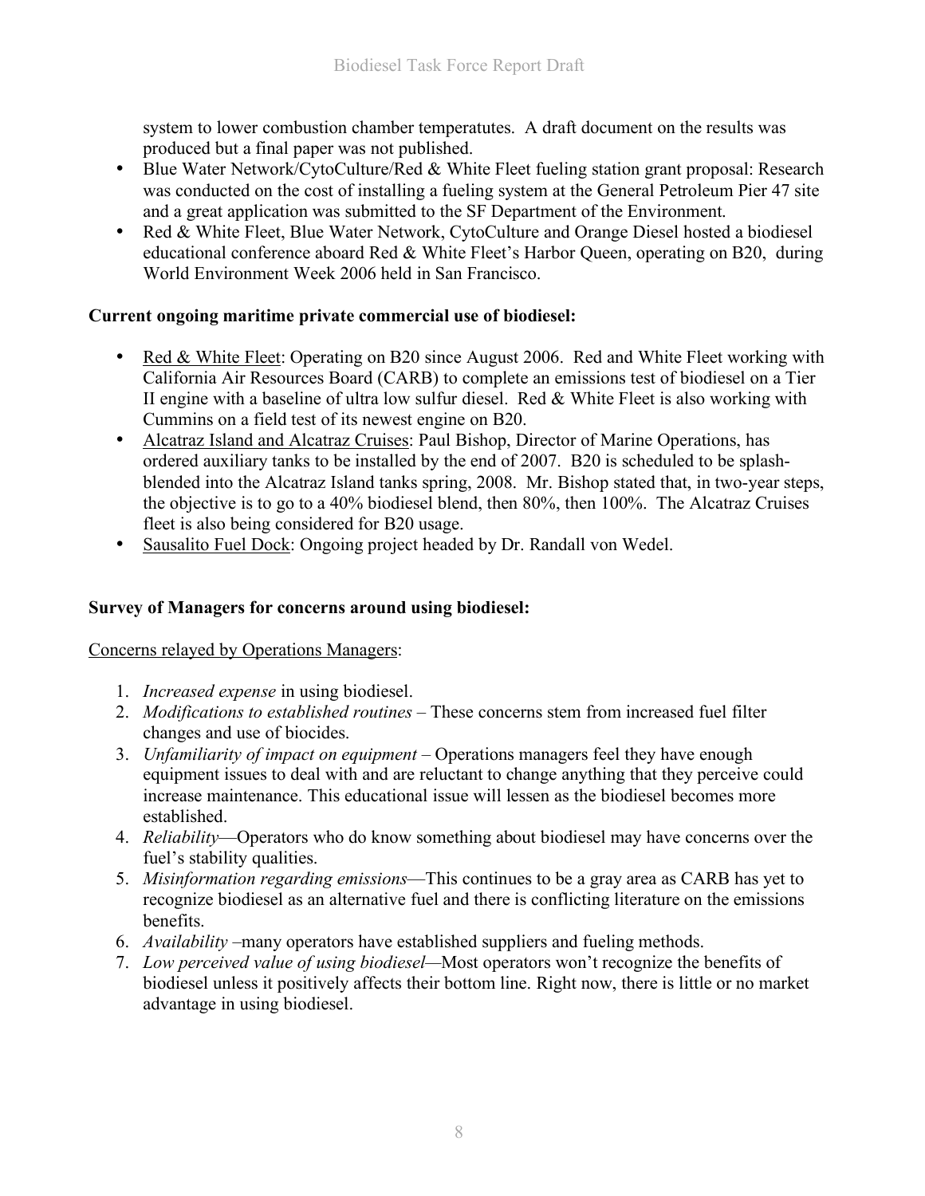system to lower combustion chamber temperatutes. A draft document on the results was produced but a final paper was not published.

- Blue Water Network/CytoCulture/Red & White Fleet fueling station grant proposal: Research was conducted on the cost of installing a fueling system at the General Petroleum Pier 47 site and a great application was submitted to the SF Department of the Environment.
- Red & White Fleet, Blue Water Network, CytoCulture and Orange Diesel hosted a biodiesel educational conference aboard Red & White Fleet's Harbor Queen, operating on B20, during World Environment Week 2006 held in San Francisco.

**Current ongoing maritime private commercial use of biodiesel:**

- Red & White Fleet: Operating on B20 since August 2006. Red and White Fleet working with California Air Resources Board (CARB) to complete an emissions test of biodiesel on a Tier II engine with a baseline of ultra low sulfur diesel. Red & White Fleet is also working with Cummins on a field test of its newest engine on B20.
- Alcatraz Island and Alcatraz Cruises: Paul Bishop, Director of Marine Operations, has ordered auxiliary tanks to be installed by the end of 2007. B20 is scheduled to be splash-blended into the Alcatraz Island tanks spring, 2008. Mr. Bishop stated that, in two-year steps, the objective is to go to a 40% biodiesel blend, then 80%, then 100%. The Alcatraz Cruises fleet is also being considered for B20 usage.
- Sausalito Fuel Dock: Ongoing project headed by Dr. Randall von Wedel.

**Survey of Managers for concerns around using biodiesel:**

Concerns relayed by Operations Managers:

1. *Increased expense* in using biodiesel.
2. *Modifications to established routines* – These concerns stem from increased fuel filter changes and use of biocides.
3. *Unfamiliarity of impact on equipment* – Operations managers feel they have enough equipment issues to deal with and are reluctant to change anything that they perceive could increase maintenance. This educational issue will lessen as the biodiesel becomes more established.
4. *Reliability*—Operators who do know something about biodiesel may have concerns over the fuel's stability qualities.
5. *Misinformation regarding emissions*—This continues to be a gray area as CARB has yet to recognize biodiesel as an alternative fuel and there is conflicting literature on the emissions benefits.
6. *Availability* –many operators have established suppliers and fueling methods.
7. *Low perceived value of using biodiesel*—Most operators won't recognize the benefits of biodiesel unless it positively affects their bottom line. Right now, there is little or no market advantage in using biodiesel.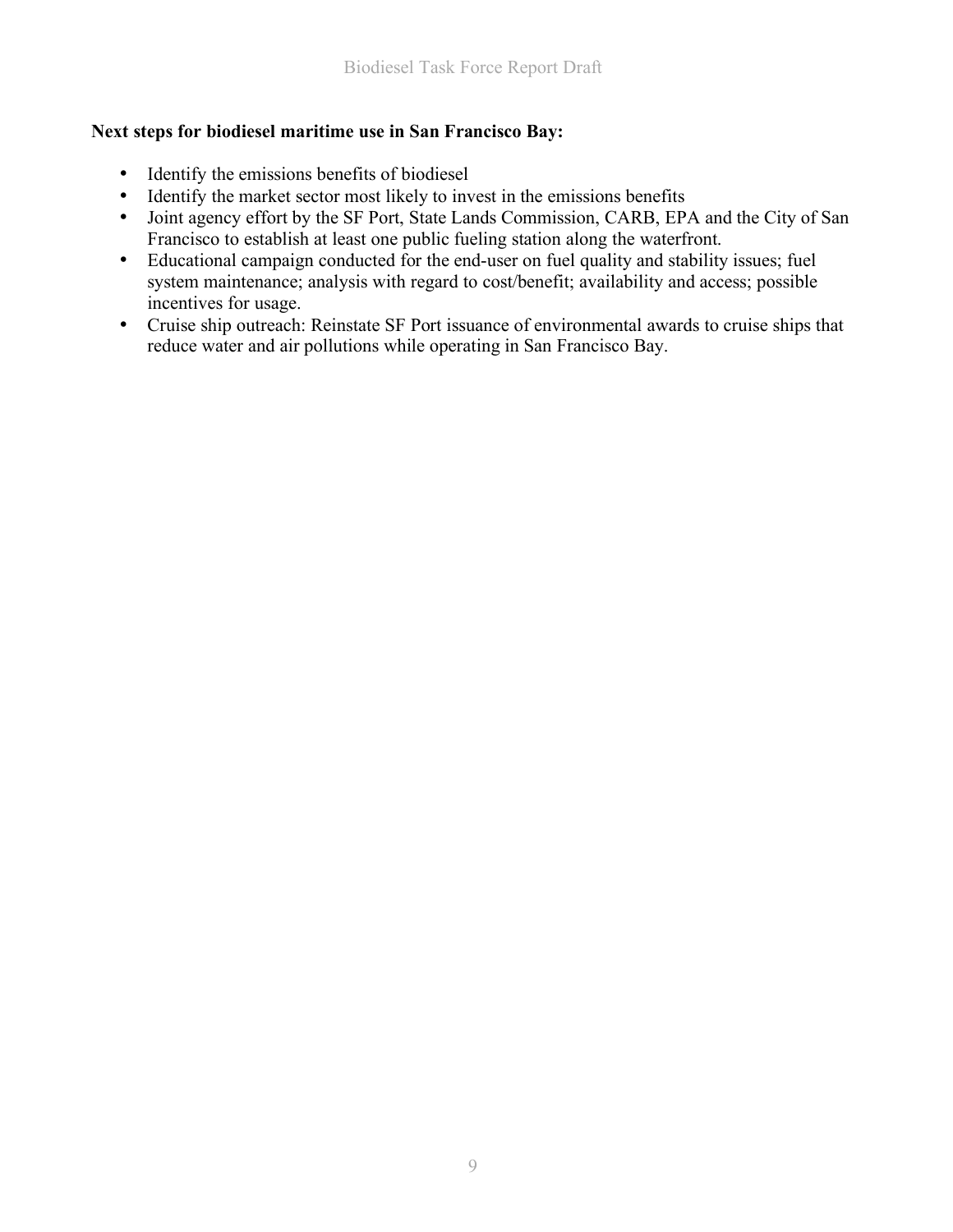**Next steps for biodiesel maritime use in San Francisco Bay:**

- Identify the emissions benefits of biodiesel
- Identify the market sector most likely to invest in the emissions benefits
- Joint agency effort by the SF Port, State Lands Commission, CARB, EPA and the City of San Francisco to establish at least one public fueling station along the waterfront.
- Educational campaign conducted for the end-user on fuel quality and stability issues; fuel system maintenance; analysis with regard to cost/benefit; availability and access; possible incentives for usage.
- Cruise ship outreach: Reinstate SF Port issuance of environmental awards to cruise ships that reduce water and air pollutions while operating in San Francisco Bay.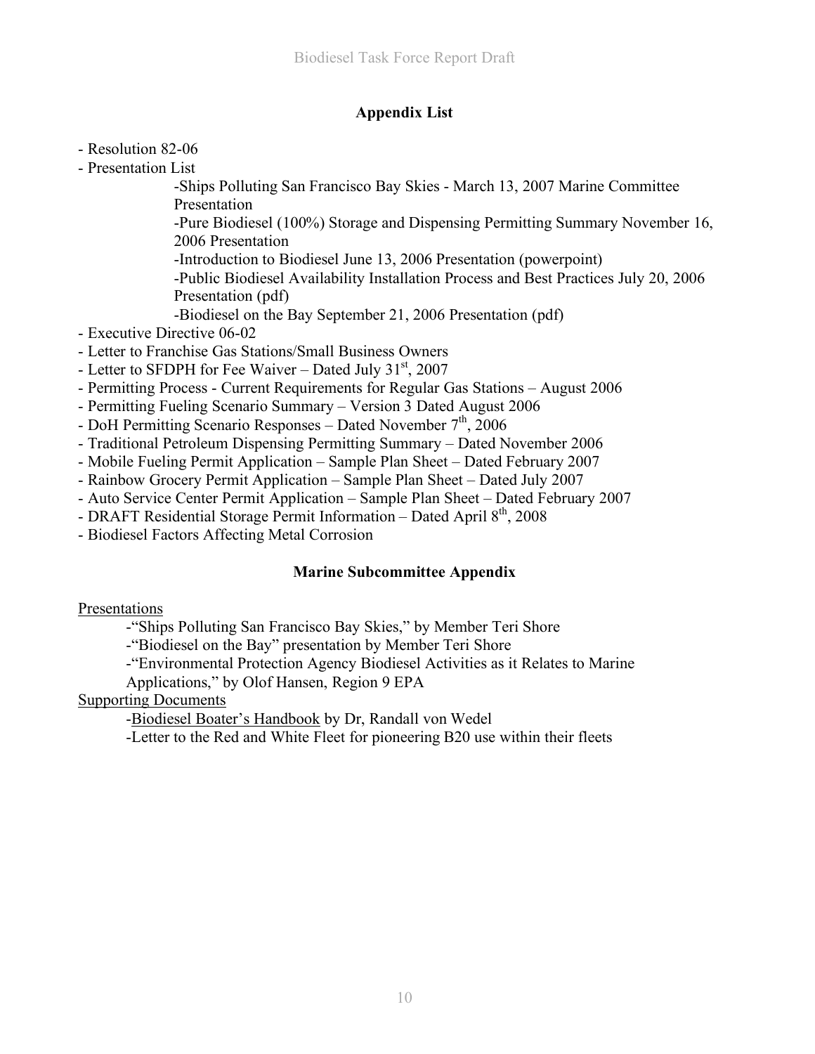## Appendix List

- Resolution 82-06
- Presentation List
    - -Ships Polluting San Francisco Bay Skies - March 13, 2007 Marine Committee Presentation
    - -Pure Biodiesel (100%) Storage and Dispensing Permitting Summary November 16, 2006 Presentation
    - -Introduction to Biodiesel June 13, 2006 Presentation (powerpoint)
    - -Public Biodiesel Availability Installation Process and Best Practices July 20, 2006 Presentation (pdf)
    - -Biodiesel on the Bay September 21, 2006 Presentation (pdf)
- Executive Directive 06-02
- Letter to Franchise Gas Stations/Small Business Owners
- Letter to SFDPH for Fee Waiver – Dated July 31st, 2007
- Permitting Process - Current Requirements for Regular Gas Stations – August 2006
- Permitting Fueling Scenario Summary – Version 3 Dated August 2006
- DoH Permitting Scenario Responses – Dated November 7th, 2006
- Traditional Petroleum Dispensing Permitting Summary – Dated November 2006
- Mobile Fueling Permit Application – Sample Plan Sheet – Dated February 2007
- Rainbow Grocery Permit Application – Sample Plan Sheet – Dated July 2007
- Auto Service Center Permit Application – Sample Plan Sheet – Dated February 2007
- DRAFT Residential Storage Permit Information – Dated April 8th, 2008
- Biodiesel Factors Affecting Metal Corrosion

## Marine Subcommittee Appendix

Presentations

-"Ships Polluting San Francisco Bay Skies," by Member Teri Shore

-"Biodiesel on the Bay" presentation by Member Teri Shore

-"Environmental Protection Agency Biodiesel Activities as it Relates to Marine Applications," by Olof Hansen, Region 9 EPA

Supporting Documents

-Biodiesel Boater's Handbook by Dr, Randall von Wedel

-Letter to the Red and White Fleet for pioneering B20 use within their fleets